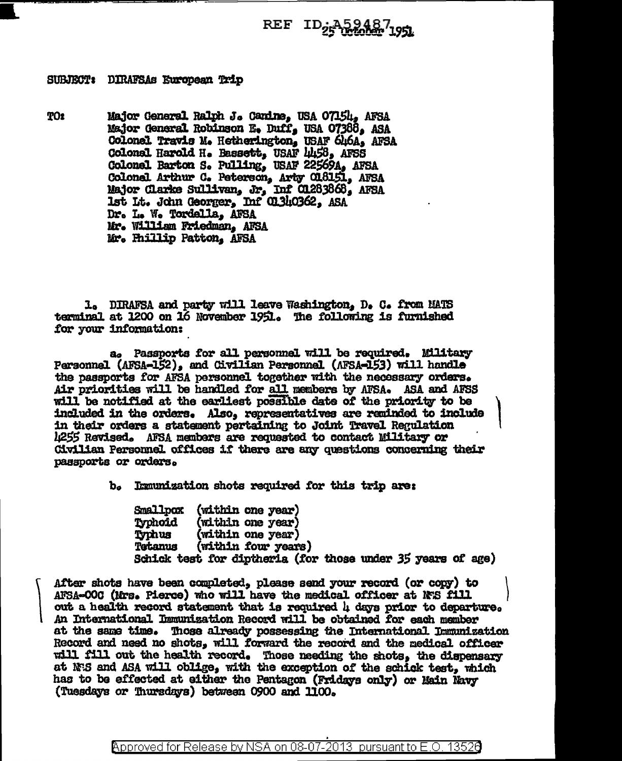REF ID:A59487 25 October 1951

SUBJECT: DIRAFSAs European Trip

TO: Major General Ralph J. Canine, USA 07154, AFSA
Major General Robinson E. Duff, USA 07388, ASA
Colonel Travis M. Hetherington, USAF 646A, AFSA
Colonel Harold H. Bassett, USAF 4458, AFSS
Colonel Barton S. Pulling, USAF 22569A, AFSA
Colonel Arthur C. Peterson, Arty O18151, AFSA
Major Clarke Sullivan, Jr, Inf O1283868, AFSA
1st Lt. John Georger, Inf O1340362, ASA
Dr. L. W. Tordella, AFSA
Mr. William Friedman, AFSA
Mr. Phillip Patton, AFSA

1. DIRAFSA and party will leave Washington, D. C. from MATS terminal at 1200 on 16 November 1951. The following is furnished for your information:

a. Passports for all personnel will be required. Military Personnel (AFSA-152), and Civilian Personnel (AFSA-153) will handle the passports for AFSA personnel together with the necessary orders. Air priorities will be handled for all members by AFSA. ASA and AFSS will be notified at the earliest possible date of the priority to be included in the orders. Also, representatives are reminded to include in their orders a statement pertaining to Joint Travel Regulation 4255 Revised. AFSA members are requested to contact Military or Civilian Personnel offices if there are any questions concerning their passports or orders.

b. Immunization shots required for this trip are:

Smallpox (within one year)
Typhoid (within one year)
Typhus (within one year)
Tetanus (within four years)
Schick test for diptheria (for those under 35 years of age)

After shots have been completed, please send your record (or copy) to AFSA-00C (Mrs. Pierce) who will have the medical officer at NSS fill out a health record statement that is required 4 days prior to departure. An International Immunization Record will be obtained for each member at the same time. Those already possessing the International Immunization Record and need no shots, will forward the record and the medical officer will fill out the health record. Those needing the shots, the dispensary at NSS and ASA will oblige, with the exception of the schick test, which has to be effected at either the Pentagon (Fridays only) or Main Navy (Tuesdays or Thursdays) between 0900 and 1100.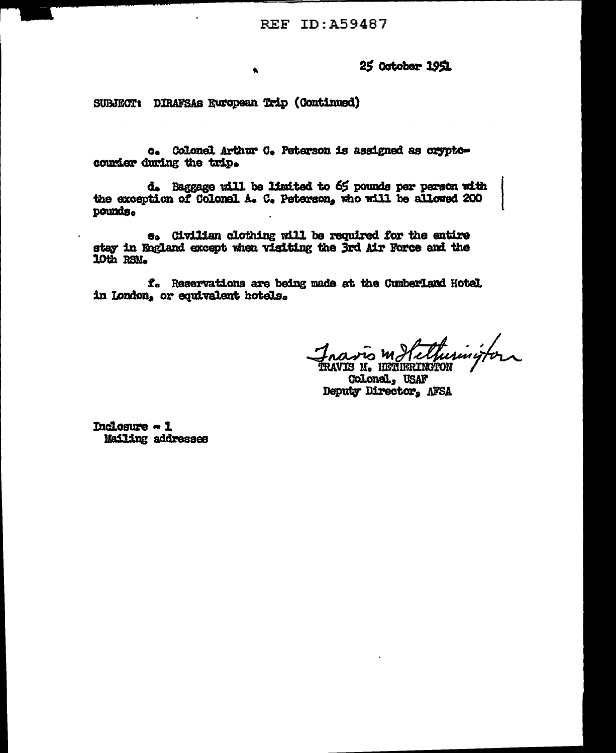25 October 1951

SUBJECT: DIRAFSAs European Trip (Continued)

c. Colonel Arthur C. Peterson is assigned as crypto-courier during the trip.

d. Baggage will be limited to 65 pounds per person with the exception of Colonel A. C. Peterson, who will be allowed 200 pounds.

e. Civilian clothing will be required for the entire stay in England except when visiting the 3rd Air Force and the 10th RSM.

f. Reservations are being made at the Cumberland Hotel in London, or equivalent hotels.

Travis M. Hetherington
TRAVIS M. HETHERINGTON
Colonel, USAF
Deputy Director, AFSA

Inclosure - 1
Mailing addresses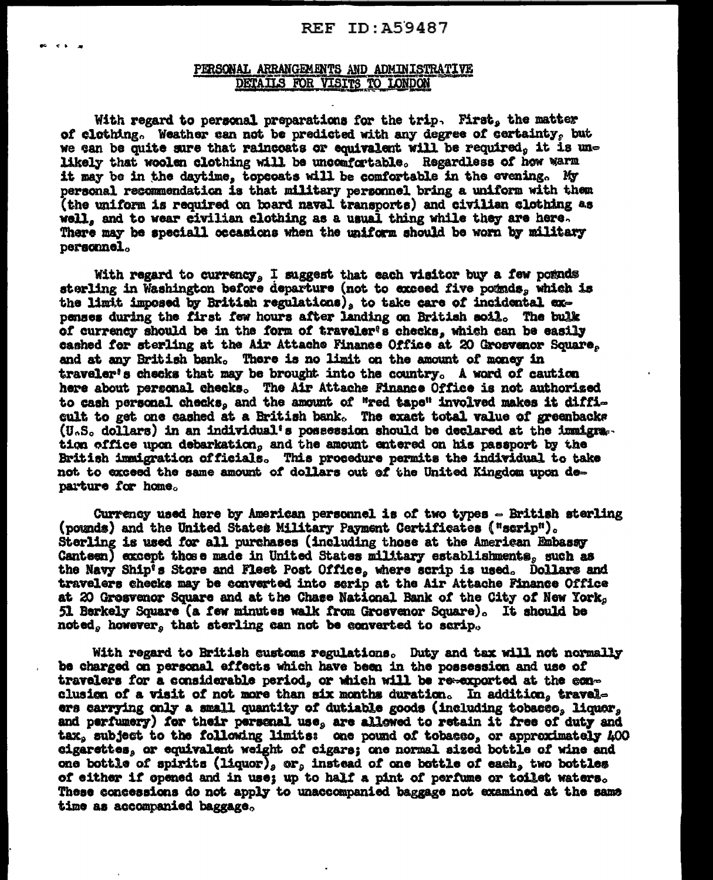## PERSONAL ARRANGEMENTS AND ADMINISTRATIVE DETAILS FOR VISITS TO LONDON

With regard to personal preparations for the trip. First, the matter of clothing. Weather can not be predicted with any degree of certainty, but we can be quite sure that raincoats or equivalent will be required, it is unlikely that woolen clothing will be uncomfortable. Regardless of how warm it may be in the daytime, topcoats will be comfortable in the evening. My personal recommendation is that military personnel bring a uniform with them (the uniform is required on board naval transports) and civilian clothing as well, and to wear civilian clothing as a usual thing while they are here. There may be speciall occasions when the uniform should be worn by military personnel.

With regard to currency, I suggest that each visitor buy a few pounds sterling in Washington before departure (not to exceed five pounds, which is the limit imposed by British regulations), to take care of incidental expenses during the first few hours after landing on British soil. The bulk of currency should be in the form of traveler's checks, which can be easily cashed for sterling at the Air Attache Finance Office at 20 Grosvenor Square, and at any British bank. There is no limit on the amount of money in traveler's checks that may be brought into the country. A word of caution here about personal checks. The Air Attache Finance Office is not authorized to cash personal checks, and the amount of "red tape" involved makes it difficult to get one cashed at a British bank. The exact total value of greenbacks (U.S. dollars) in an individual's possession should be declared at the immigration office upon debarkation, and the amount entered on his passport by the British immigration officials. This procedure permits the individual to take not to exceed the same amount of dollars out of the United Kingdom upon departure for home.

Currency used here by American personnel is of two types - British sterling (pounds) and the United States Military Payment Certificates ("scrip"). Sterling is used for all purchases (including those at the American Embassy Canteen) except those made in United States military establishments, such as the Navy Ship's Store and Fleet Post Office, where scrip is used. Dollars and travelers checks may be converted into scrip at the Air Attache Finance Office at 20 Grosvenor Square and at the Chase National Bank of the City of New York, 51 Berkely Square (a few minutes walk from Grosvenor Square). It should be noted, however, that sterling can not be converted to scrip.

With regard to British customs regulations. Duty and tax will not normally be charged on personal effects which have been in the possession and use of travelers for a considerable period, or which will be re-exported at the conclusion of a visit of not more than six months duration. In addition, travelers carrying only a small quantity of dutiable goods (including tobacco, liquor, and perfumery) for their personal use, are allowed to retain it free of duty and tax, subject to the following limits: one pound of tobacco, or approximately 400 cigarettes, or equivalent weight of cigars; one normal sized bottle of wine and one bottle of spirits (liquor), or, instead of one bottle of each, two bottles of either if opened and in use; up to half a pint of perfume or toilet waters. These concessions do not apply to unaccompanied baggage not examined at the same time as accompanied baggage.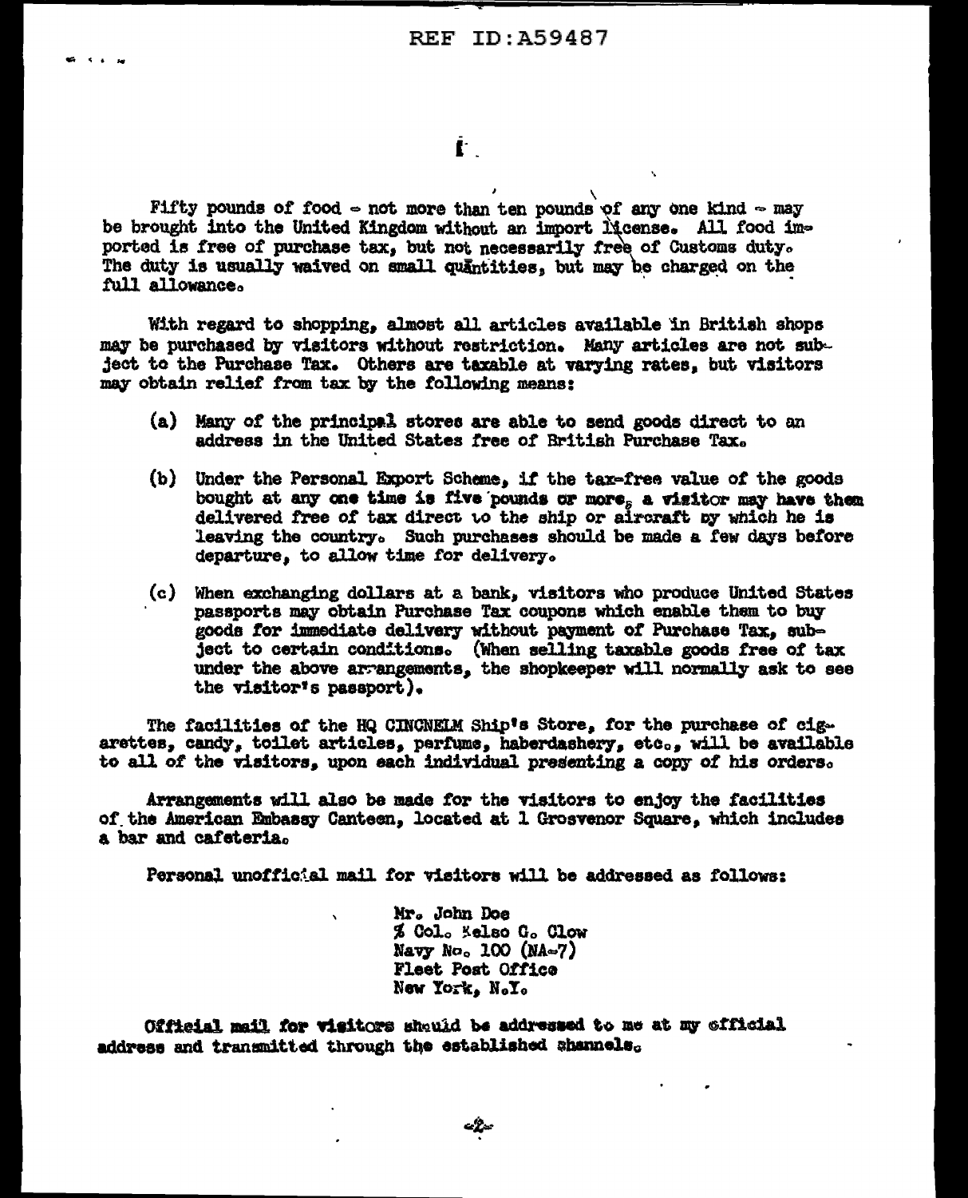Fifty pounds of food - not more than ten pounds of any one kind - may be brought into the United Kingdom without an import license. All food imported is free of purchase tax, but not necessarily free of Customs duty. The duty is usually waived on small quantities, but may be charged on the full allowance.

With regard to shopping, almost all articles available in British shops may be purchased by visitors without restriction. Many articles are not subject to the Purchase Tax. Others are taxable at varying rates, but visitors may obtain relief from tax by the following means:

(a) Many of the principal stores are able to send goods direct to an address in the United States free of British Purchase Tax.

(b) Under the Personal Export Scheme, if the tax-free value of the goods bought at any one time is five pounds or more, a visitor may have them delivered free of tax direct to the ship or aircraft by which he is leaving the country. Such purchases should be made a few days before departure, to allow time for delivery.

(c) When exchanging dollars at a bank, visitors who produce United States passports may obtain Purchase Tax coupons which enable them to buy goods for immediate delivery without payment of Purchase Tax, subject to certain conditions. (When selling taxable goods free of tax under the above arrangements, the shopkeeper will normally ask to see the visitor's passport).

The facilities of the HQ CINCNELM Ship's Store, for the purchase of cigarettes, candy, toilet articles, perfume, haberdashery, etc., will be available to all of the visitors, upon each individual presenting a copy of his orders.

Arrangements will also be made for the visitors to enjoy the facilities of the American Embassy Canteen, located at 1 Grosvenor Square, which includes a bar and cafeteria.

Personal unofficial mail for visitors will be addressed as follows:

Mr. John Doe
% Col. Kelso G. Clow
Navy No. 100 (NA-7)
Fleet Post Office
New York, N.Y.

Official mail for visitors should be addressed to me at my official address and transmitted through the established channels.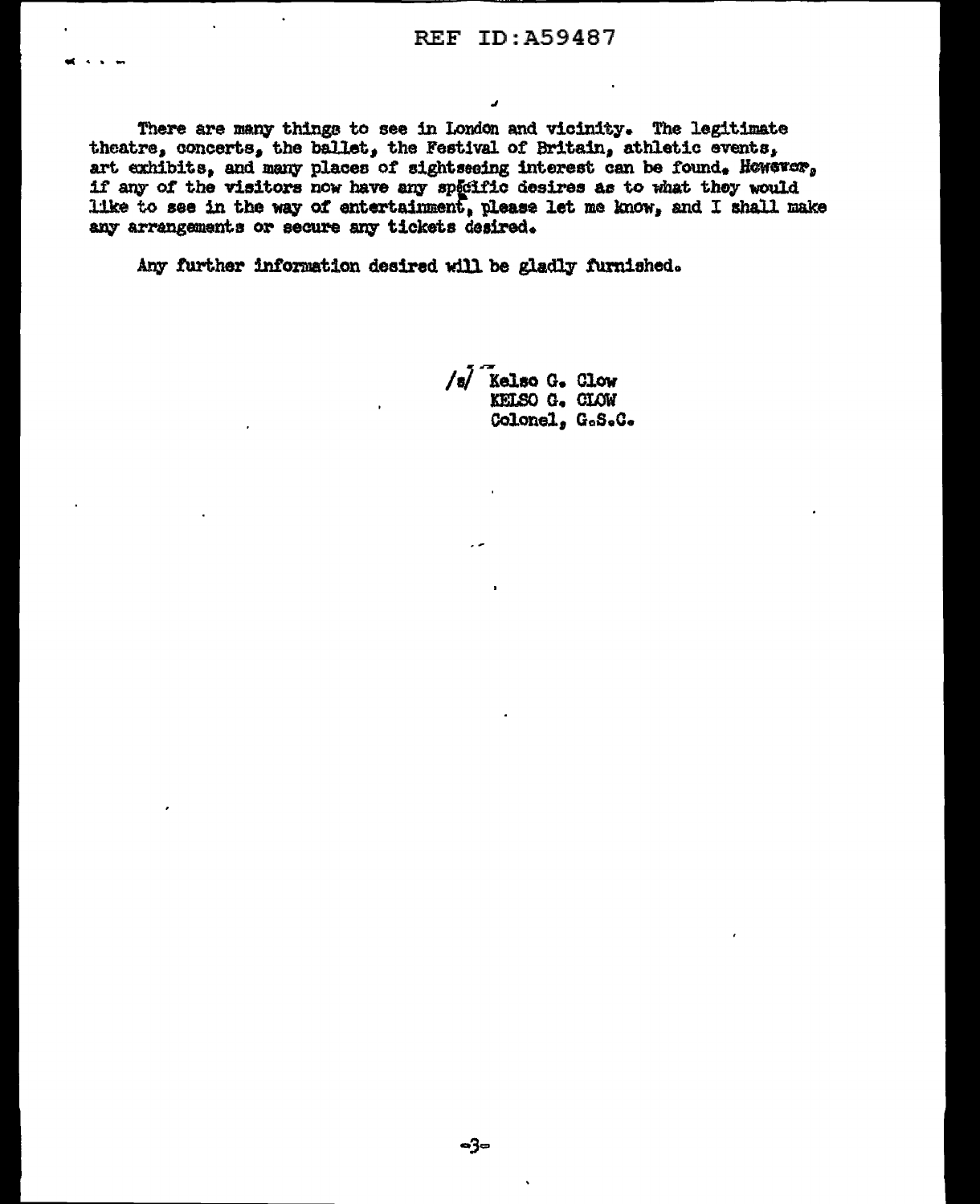There are many things to see in London and vicinity. The legitimate theatre, concerts, the ballet, the Festival of Britain, athletic events, art exhibits, and many places of sightseeing interest can be found. However, if any of the visitors now have any specific desires as to what they would like to see in the way of entertainment, please let me know, and I shall make any arrangements or secure any tickets desired.

Any further information desired will be gladly furnished.

/s/ Kelso G. Clow
KELSO G. CLOW
Colonel, G.S.C.